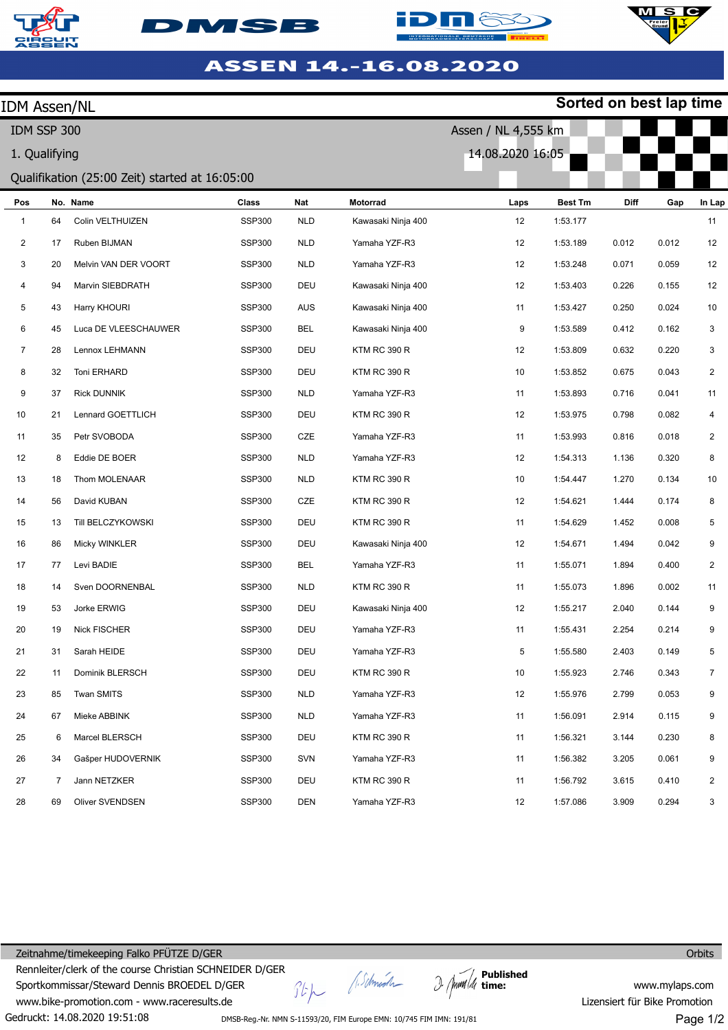## ASSEN 14.-16.08.2020

# IDM Assen/NL

**Sorted on best lap time**

IDM SSP 300

1. Qualifying

Qualifikation (25:00 Zeit) started at 16:05:00

Assen / NL 4,555 km

14.08.2020 16:05

| Pos | No. | Name | Class | Nat | Motorrad | Laps | Best Tm | Diff | Gap | In Lap |
|---|---|---|---|---|---|---|---|---|---|---|
| 1 | 64 | Colin VELTHUIZEN | SSP300 | NLD | Kawasaki Ninja 400 | 12 | 1:53.177 | | | 11 |
| 2 | 17 | Ruben BIJMAN | SSP300 | NLD | Yamaha YZF-R3 | 12 | 1:53.189 | 0.012 | 0.012 | 12 |
| 3 | 20 | Melvin VAN DER VOORT | SSP300 | NLD | Yamaha YZF-R3 | 12 | 1:53.248 | 0.071 | 0.059 | 12 |
| 4 | 94 | Marvin SIEBDRATH | SSP300 | DEU | Kawasaki Ninja 400 | 12 | 1:53.403 | 0.226 | 0.155 | 12 |
| 5 | 43 | Harry KHOURI | SSP300 | AUS | Kawasaki Ninja 400 | 11 | 1:53.427 | 0.250 | 0.024 | 10 |
| 6 | 45 | Luca DE VLEESCHAUWER | SSP300 | BEL | Kawasaki Ninja 400 | 9 | 1:53.589 | 0.412 | 0.162 | 3 |
| 7 | 28 | Lennox LEHMANN | SSP300 | DEU | KTM RC 390 R | 12 | 1:53.809 | 0.632 | 0.220 | 3 |
| 8 | 32 | Toni ERHARD | SSP300 | DEU | KTM RC 390 R | 10 | 1:53.852 | 0.675 | 0.043 | 2 |
| 9 | 37 | Rick DUNNIK | SSP300 | NLD | Yamaha YZF-R3 | 11 | 1:53.893 | 0.716 | 0.041 | 11 |
| 10 | 21 | Lennard GOETTLICH | SSP300 | DEU | KTM RC 390 R | 12 | 1:53.975 | 0.798 | 0.082 | 4 |
| 11 | 35 | Petr SVOBODA | SSP300 | CZE | Yamaha YZF-R3 | 11 | 1:53.993 | 0.816 | 0.018 | 2 |
| 12 | 8 | Eddie DE BOER | SSP300 | NLD | Yamaha YZF-R3 | 12 | 1:54.313 | 1.136 | 0.320 | 8 |
| 13 | 18 | Thom MOLENAAR | SSP300 | NLD | KTM RC 390 R | 10 | 1:54.447 | 1.270 | 0.134 | 10 |
| 14 | 56 | David KUBAN | SSP300 | CZE | KTM RC 390 R | 12 | 1:54.621 | 1.444 | 0.174 | 8 |
| 15 | 13 | Till BELCZYKOWSKI | SSP300 | DEU | KTM RC 390 R | 11 | 1:54.629 | 1.452 | 0.008 | 5 |
| 16 | 86 | Micky WINKLER | SSP300 | DEU | Kawasaki Ninja 400 | 12 | 1:54.671 | 1.494 | 0.042 | 9 |
| 17 | 77 | Levi BADIE | SSP300 | BEL | Yamaha YZF-R3 | 11 | 1:55.071 | 1.894 | 0.400 | 2 |
| 18 | 14 | Sven DOORNENBAL | SSP300 | NLD | KTM RC 390 R | 11 | 1:55.073 | 1.896 | 0.002 | 11 |
| 19 | 53 | Jorke ERWIG | SSP300 | DEU | Kawasaki Ninja 400 | 12 | 1:55.217 | 2.040 | 0.144 | 9 |
| 20 | 19 | Nick FISCHER | SSP300 | DEU | Yamaha YZF-R3 | 11 | 1:55.431 | 2.254 | 0.214 | 9 |
| 21 | 31 | Sarah HEIDE | SSP300 | DEU | Yamaha YZF-R3 | 5 | 1:55.580 | 2.403 | 0.149 | 5 |
| 22 | 11 | Dominik BLERSCH | SSP300 | DEU | KTM RC 390 R | 10 | 1:55.923 | 2.746 | 0.343 | 7 |
| 23 | 85 | Twan SMITS | SSP300 | NLD | Yamaha YZF-R3 | 12 | 1:55.976 | 2.799 | 0.053 | 9 |
| 24 | 67 | Mieke ABBINK | SSP300 | NLD | Yamaha YZF-R3 | 11 | 1:56.091 | 2.914 | 0.115 | 9 |
| 25 | 6 | Marcel BLERSCH | SSP300 | DEU | KTM RC 390 R | 11 | 1:56.321 | 3.144 | 0.230 | 8 |
| 26 | 34 | Gašper HUDOVERNIK | SSP300 | SVN | Yamaha YZF-R3 | 11 | 1:56.382 | 3.205 | 0.061 | 9 |
| 27 | 7 | Jann NETZKER | SSP300 | DEU | KTM RC 390 R | 11 | 1:56.792 | 3.615 | 0.410 | 2 |
| 28 | 69 | Oliver SVENDSEN | SSP300 | DEN | Yamaha YZF-R3 | 12 | 1:57.086 | 3.909 | 0.294 | 3 |

Zeitnahme/timekeeping Falko PFÜTZE D/GER

Rennleiter/clerk of the course Christian SCHNEIDER D/GER

Sportkommissar/Steward Dennis BROEDEL D/GER

www.bike-promotion.com - www.raceresults.de

Published time:

Orbits

www.mylaps.com

Lizensiert für Bike Promotion

Gedruckt: 14.08.2020 19:51:08

DMSB-Reg.-Nr. NMN S-11593/20, FIM Europe EMN: 10/745 FIM IMN: 191/81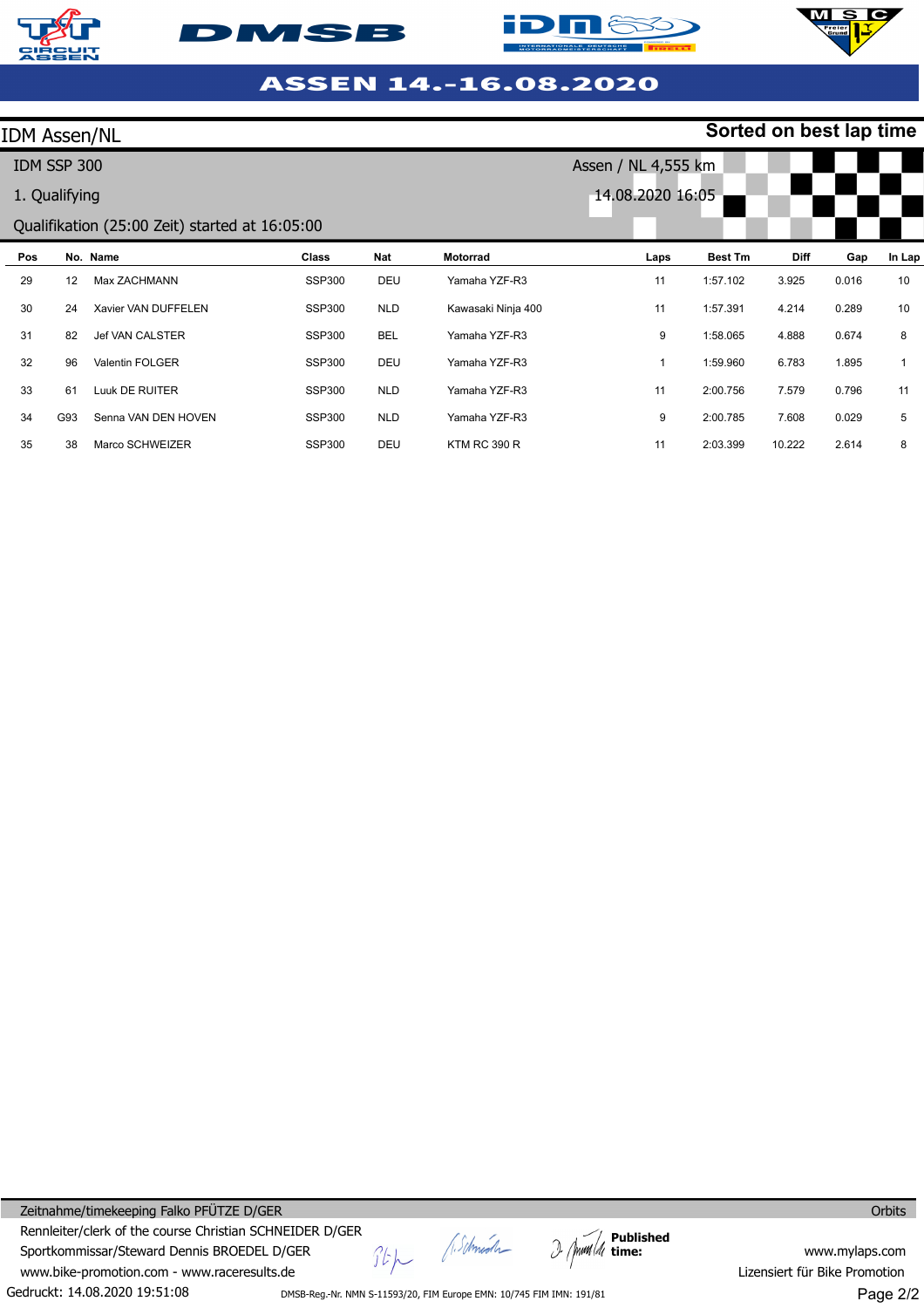# ASSEN 14.-16.08.2020

## IDM Assen/NL

**Sorted on best lap time**

IDM SSP 300

1. Qualifying

Qualifikation (25:00 Zeit) started at 16:05:00

Assen / NL 4,555 km

14.08.2020 16:05

| Pos | No. | Name | Class | Nat | Motorrad | Laps | Best Tm | Diff | Gap | In Lap |
|---|---|---|---|---|---|---|---|---|---|---|
| 29 | 12 | Max ZACHMANN | SSP300 | DEU | Yamaha YZF-R3 | 11 | 1:57.102 | 3.925 | 0.016 | 10 |
| 30 | 24 | Xavier VAN DUFFELEN | SSP300 | NLD | Kawasaki Ninja 400 | 11 | 1:57.391 | 4.214 | 0.289 | 10 |
| 31 | 82 | Jef VAN CALSTER | SSP300 | BEL | Yamaha YZF-R3 | 9 | 1:58.065 | 4.888 | 0.674 | 8 |
| 32 | 96 | Valentin FOLGER | SSP300 | DEU | Yamaha YZF-R3 | 1 | 1:59.960 | 6.783 | 1.895 | 1 |
| 33 | 61 | Luuk DE RUITER | SSP300 | NLD | Yamaha YZF-R3 | 11 | 2:00.756 | 7.579 | 0.796 | 11 |
| 34 | G93 | Senna VAN DEN HOVEN | SSP300 | NLD | Yamaha YZF-R3 | 9 | 2:00.785 | 7.608 | 0.029 | 5 |
| 35 | 38 | Marco SCHWEIZER | SSP300 | DEU | KTM RC 390 R | 11 | 2:03.399 | 10.222 | 2.614 | 8 |

Zeitnahme/timekeeping Falko PFÜTZE D/GER

Rennleiter/clerk of the course Christian SCHNEIDER D/GER

Sportkommissar/Steward Dennis BROEDEL D/GER

www.bike-promotion.com - www.raceresults.de

**Published time:**

Orbits

www.mylaps.com

Lizensiert für Bike Promotion

Gedruckt: 14.08.2020 19:51:08

DMSB-Reg.-Nr. NMN S-11593/20, FIM Europe EMN: 10/745 FIM IMN: 191/81